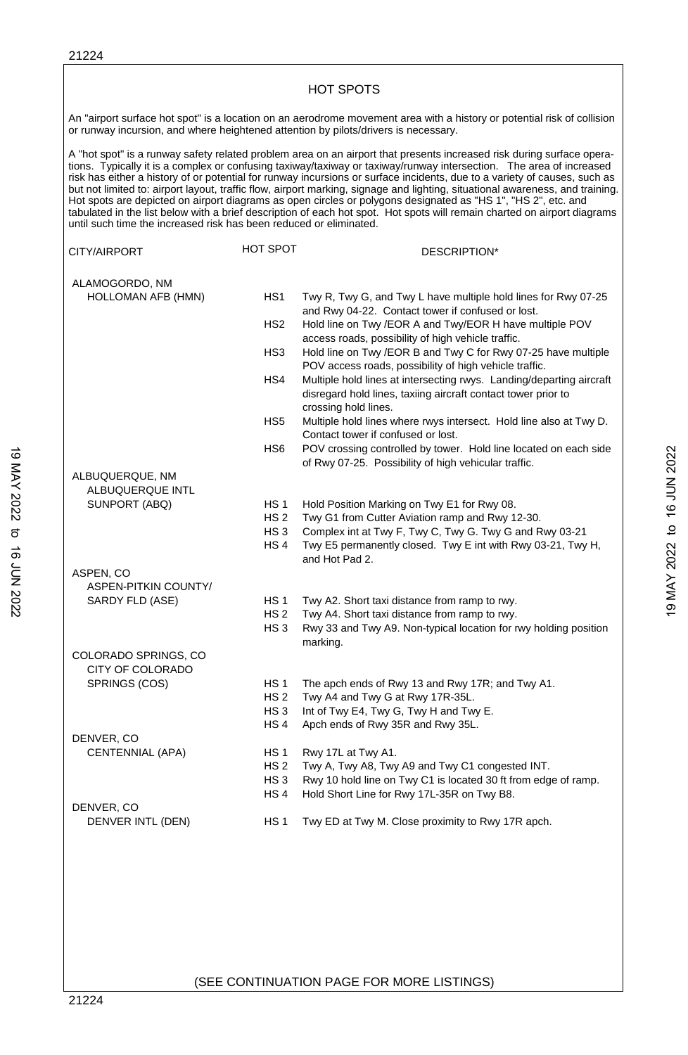# HOT SPOTS

An "airport surface hot spot" is a location on an aerodrome movement area with a history or potential risk of collision or runway incursion, and where heightened attention by pilots/drivers is necessary.

A "hot spot" is a runway safety related problem area on an airport that presents increased risk during surface operations. Typically it is a complex or confusing taxiway/taxiway or taxiway/runway intersection. The area of increased risk has either a history of or potential for runway incursions or surface incidents, due to a variety of causes, such as but not limited to: airport layout, traffic flow, airport marking, signage and lighting, situational awareness, and training. Hot spots are depicted on airport diagrams as open circles or polygons designated as "HS 1", "HS 2", etc. and tabulated in the list below with a brief description of each hot spot. Hot spots will remain charted on airport diagrams until such time the increased risk has been reduced or eliminated.

| CITY/AIRPORT | HOT SPOT | DESCRIPTION* |
|---|---|---|
| ALAMOGORDO, NM<br>HOLLOMAN AFB (HMN) | HS1 | Twy R, Twy G, and Twy L have multiple hold lines for Rwy 07-25 and Rwy 04-22. Contact tower if confused or lost. |
| | HS2 | Hold line on Twy /EOR A and Twy/EOR H have multiple POV access roads, possibility of high vehicle traffic. |
| | HS3 | Hold line on Twy /EOR B and Twy C for Rwy 07-25 have multiple POV access roads, possibility of high vehicle traffic. |
| | HS4 | Multiple hold lines at intersecting rwys. Landing/departing aircraft disregard hold lines, taxiing aircraft contact tower prior to crossing hold lines. |
| | HS5 | Multiple hold lines where rwys intersect. Hold line also at Twy D. Contact tower if confused or lost. |
| | HS6 | POV crossing controlled by tower. Hold line located on each side of Rwy 07-25. Possibility of high vehicular traffic. |
| ALBUQUERQUE, NM<br>ALBUQUERQUE INTL<br>SUNPORT (ABQ) | HS 1 | Hold Position Marking on Twy E1 for Rwy 08. |
| | HS 2 | Twy G1 from Cutter Aviation ramp and Rwy 12-30. |
| | HS 3 | Complex int at Twy F, Twy C, Twy G. Twy G and Rwy 03-21 |
| | HS 4 | Twy E5 permanently closed. Twy E int with Rwy 03-21, Twy H, and Hot Pad 2. |
| ASPEN, CO<br>ASPEN-PITKIN COUNTY/<br>SARDY FLD (ASE) | HS 1 | Twy A2. Short taxi distance from ramp to rwy. |
| | HS 2 | Twy A4. Short taxi distance from ramp to rwy. |
| | HS 3 | Rwy 33 and Twy A9. Non-typical location for rwy holding position marking. |
| COLORADO SPRINGS, CO<br>CITY OF COLORADO<br>SPRINGS (COS) | HS 1 | The apch ends of Rwy 13 and Rwy 17R; and Twy A1. |
| | HS 2 | Twy A4 and Twy G at Rwy 17R-35L. |
| | HS 3 | Int of Twy E4, Twy G, Twy H and Twy E. |
| | HS 4 | Apch ends of Rwy 35R and Rwy 35L. |
| DENVER, CO<br>CENTENNIAL (APA) | HS 1 | Rwy 17L at Twy A1. |
| | HS 2 | Twy A, Twy A8, Twy A9 and Twy C1 congested INT. |
| | HS 3 | Rwy 10 hold line on Twy C1 is located 30 ft from edge of ramp. |
| | HS 4 | Hold Short Line for Rwy 17L-35R on Twy B8. |
| DENVER, CO<br>DENVER INTL (DEN) | HS 1 | Twy ED at Twy M. Close proximity to Rwy 17R apch. |

(SEE CONTINUATION PAGE FOR MORE LISTINGS)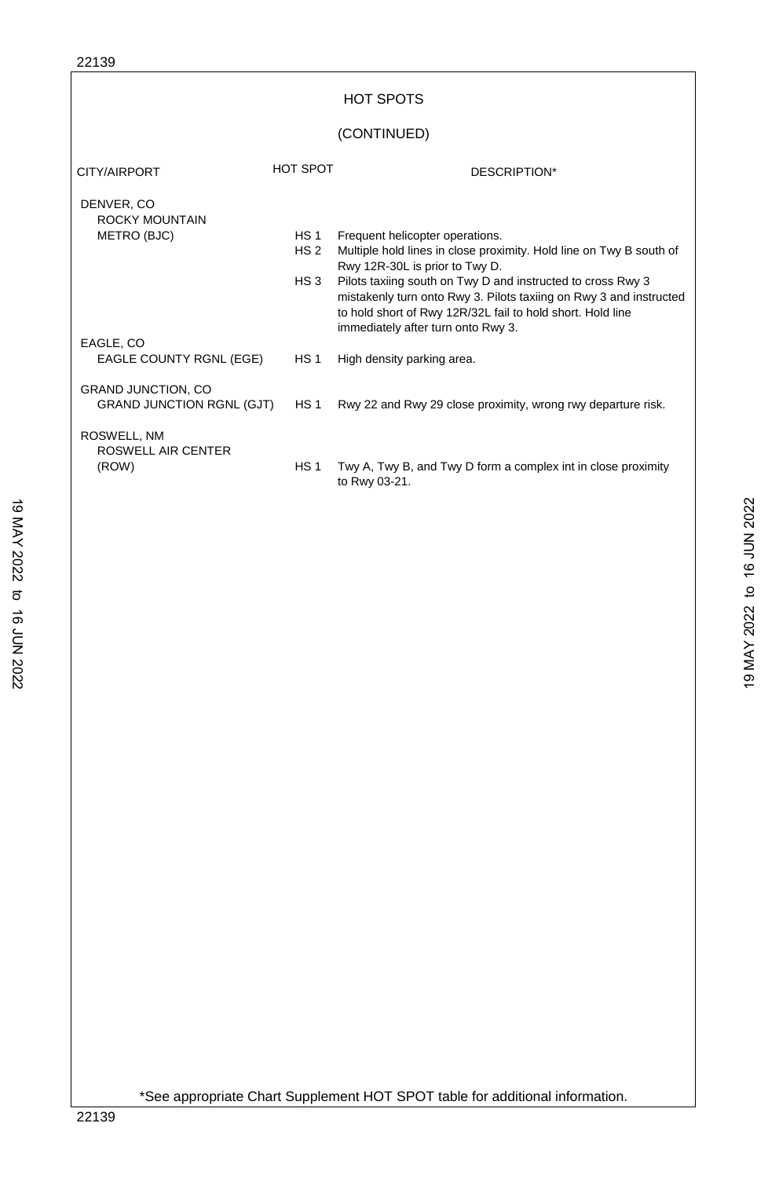# HOT SPOTS

## (CONTINUED)

| CITY/AIRPORT | HOT SPOT | DESCRIPTION* |
|---|---|---|
| DENVER, CO ROCKY MOUNTAIN METRO (BJC) | HS 1 | Frequent helicopter operations. |
| | HS 2 | Multiple hold lines in close proximity. Hold line on Twy B south of Rwy 12R-30L is prior to Twy D. |
| | HS 3 | Pilots taxiing south on Twy D and instructed to cross Rwy 3 mistakenly turn onto Rwy 3. Pilots taxiing on Rwy 3 and instructed to hold short of Rwy 12R/32L fail to hold short. Hold line immediately after turn onto Rwy 3. |
| EAGLE, CO EAGLE COUNTY RGNL (EGE) | HS 1 | High density parking area. |
| GRAND JUNCTION, CO GRAND JUNCTION RGNL (GJT) | HS 1 | Rwy 22 and Rwy 29 close proximity, wrong rwy departure risk. |
| ROSWELL, NM ROSWELL AIR CENTER (ROW) | HS 1 | Twy A, Twy B, and Twy D form a complex int in close proximity to Rwy 03-21. |

*See appropriate Chart Supplement HOT SPOT table for additional information.